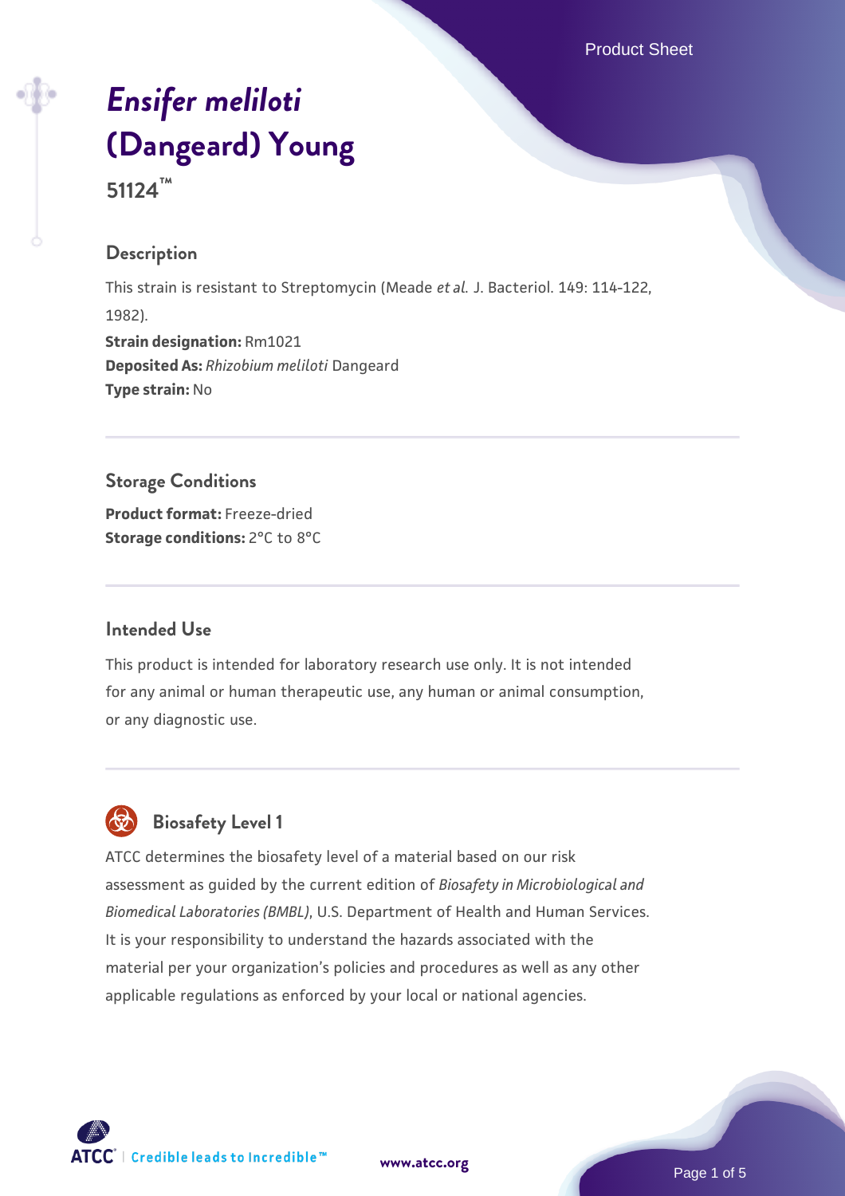# *Ensifer meliloti* (Dangeard) Young

**51124™**

## Description

This strain is resistant to Streptomycin (Meade *et al.* J. Bacteriol. 149: 114-122, 1982).

**Strain designation:** Rm1021
**Deposited As:** *Rhizobium meliloti* Dangeard
**Type strain:** No

## Storage Conditions

**Product format:** Freeze-dried
**Storage conditions:** 2°C to 8°C

## Intended Use

This product is intended for laboratory research use only. It is not intended for any animal or human therapeutic use, any human or animal consumption, or any diagnostic use.

## Biosafety Level 1

ATCC determines the biosafety level of a material based on our risk assessment as guided by the current edition of *Biosafety in Microbiological and Biomedical Laboratories (BMBL)*, U.S. Department of Health and Human Services. It is your responsibility to understand the hazards associated with the material per your organization's policies and procedures as well as any other applicable regulations as enforced by your local or national agencies.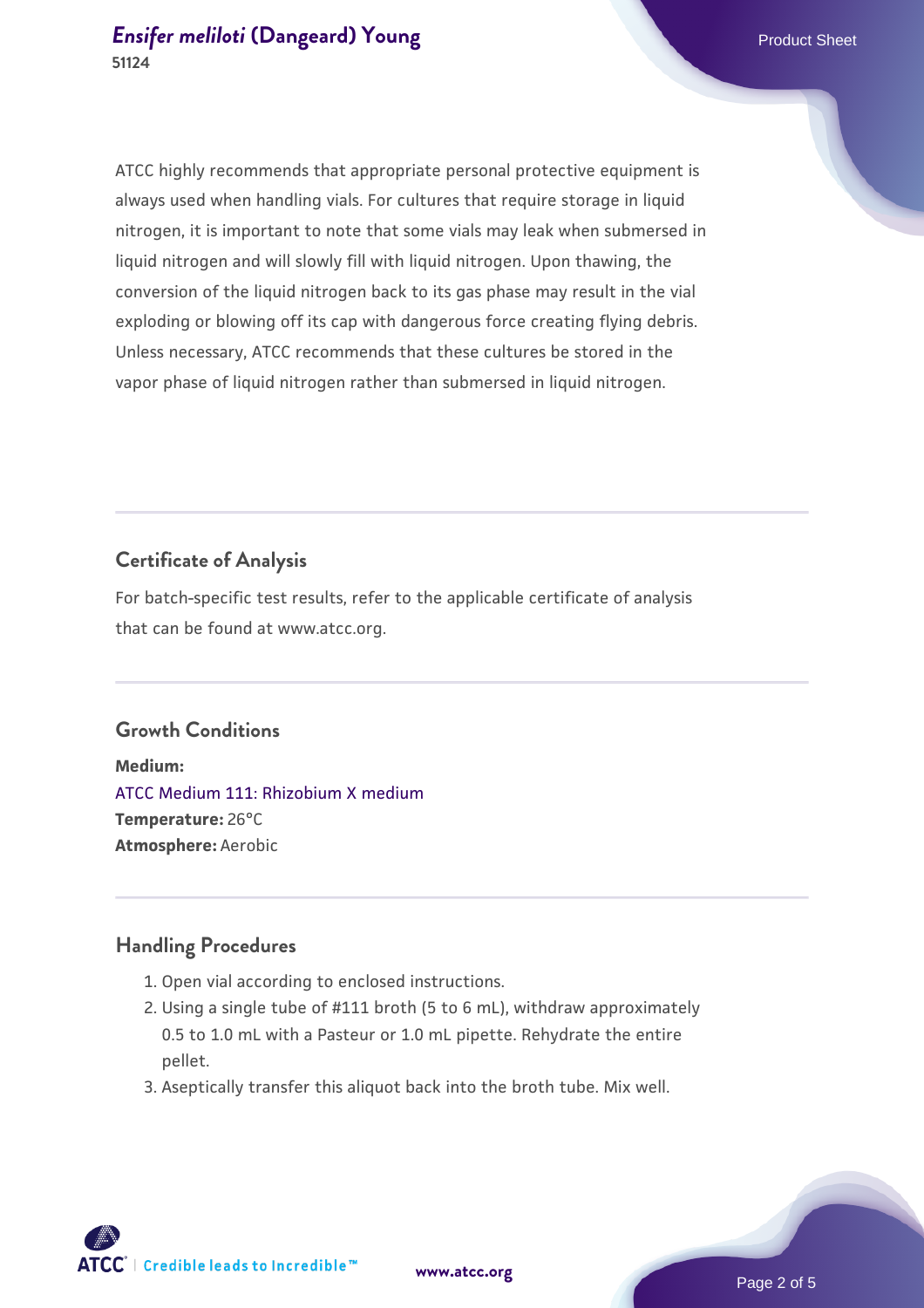ATCC highly recommends that appropriate personal protective equipment is always used when handling vials. For cultures that require storage in liquid nitrogen, it is important to note that some vials may leak when submersed in liquid nitrogen and will slowly fill with liquid nitrogen. Upon thawing, the conversion of the liquid nitrogen back to its gas phase may result in the vial exploding or blowing off its cap with dangerous force creating flying debris. Unless necessary, ATCC recommends that these cultures be stored in the vapor phase of liquid nitrogen rather than submersed in liquid nitrogen.

## Certificate of Analysis

For batch-specific test results, refer to the applicable certificate of analysis that can be found at www.atcc.org.

## Growth Conditions

**Medium:**
ATCC Medium 111: Rhizobium X medium
**Temperature:** 26°C
**Atmosphere:** Aerobic

## Handling Procedures

1. Open vial according to enclosed instructions.
2. Using a single tube of #111 broth (5 to 6 mL), withdraw approximately 0.5 to 1.0 mL with a Pasteur or 1.0 mL pipette. Rehydrate the entire pellet.
3. Aseptically transfer this aliquot back into the broth tube. Mix well.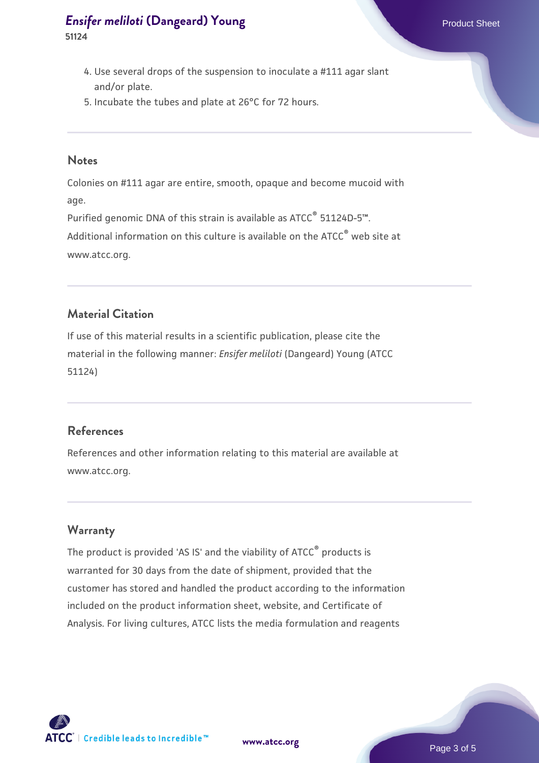4. Use several drops of the suspension to inoculate a #111 agar slant and/or plate.
5. Incubate the tubes and plate at 26°C for 72 hours.

## Notes

Colonies on #111 agar are entire, smooth, opaque and become mucoid with age.

Purified genomic DNA of this strain is available as ATCC® 51124D-5™.

Additional information on this culture is available on the ATCC® web site at www.atcc.org.

## Material Citation

If use of this material results in a scientific publication, please cite the material in the following manner: *Ensifer meliloti* (Dangeard) Young (ATCC 51124)

## References

References and other information relating to this material are available at www.atcc.org.

## Warranty

The product is provided 'AS IS' and the viability of ATCC® products is warranted for 30 days from the date of shipment, provided that the customer has stored and handled the product according to the information included on the product information sheet, website, and Certificate of Analysis. For living cultures, ATCC lists the media formulation and reagents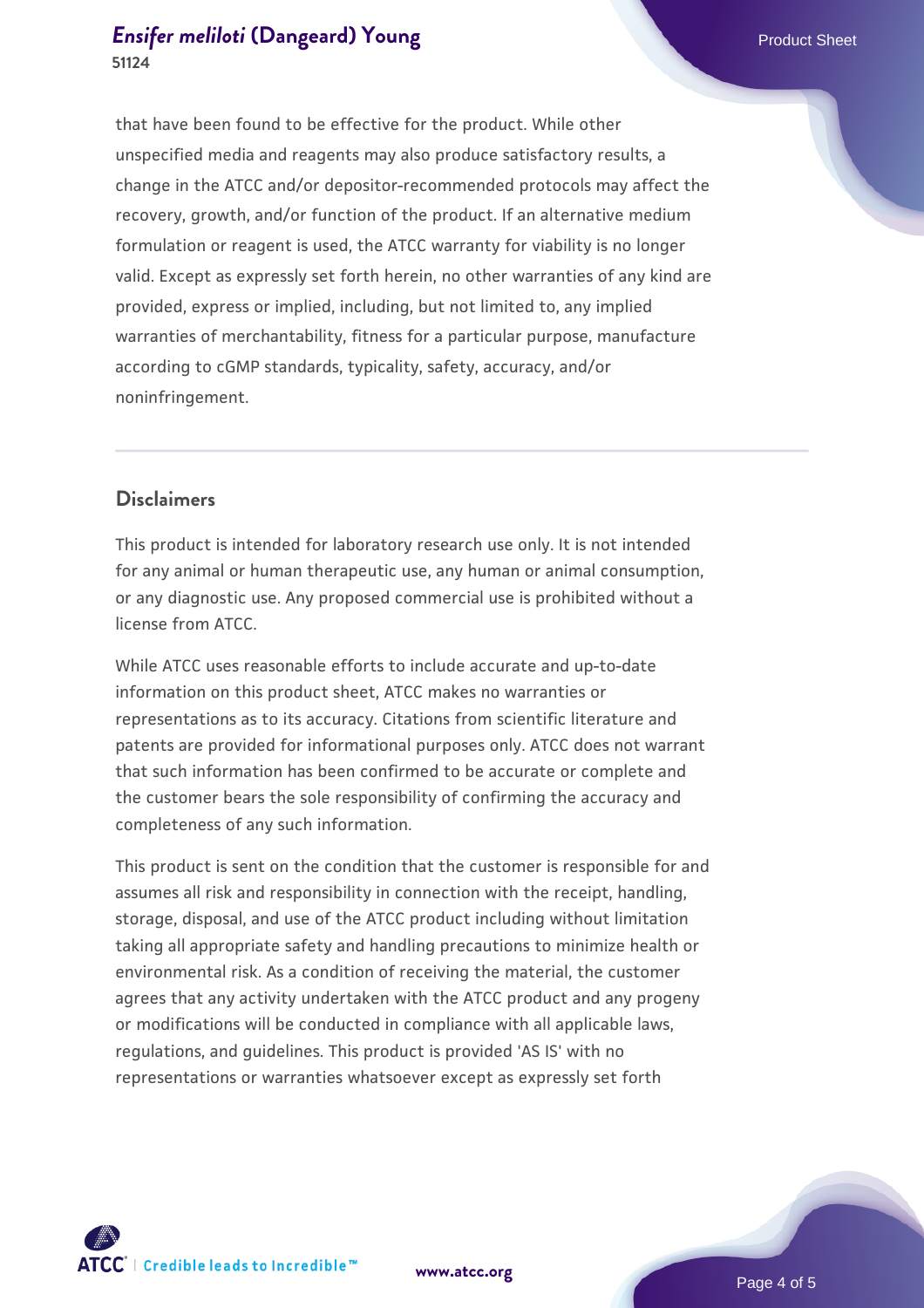that have been found to be effective for the product. While other unspecified media and reagents may also produce satisfactory results, a change in the ATCC and/or depositor-recommended protocols may affect the recovery, growth, and/or function of the product. If an alternative medium formulation or reagent is used, the ATCC warranty for viability is no longer valid. Except as expressly set forth herein, no other warranties of any kind are provided, express or implied, including, but not limited to, any implied warranties of merchantability, fitness for a particular purpose, manufacture according to cGMP standards, typicality, safety, accuracy, and/or noninfringement.

## Disclaimers

This product is intended for laboratory research use only. It is not intended for any animal or human therapeutic use, any human or animal consumption, or any diagnostic use. Any proposed commercial use is prohibited without a license from ATCC.

While ATCC uses reasonable efforts to include accurate and up-to-date information on this product sheet, ATCC makes no warranties or representations as to its accuracy. Citations from scientific literature and patents are provided for informational purposes only. ATCC does not warrant that such information has been confirmed to be accurate or complete and the customer bears the sole responsibility of confirming the accuracy and completeness of any such information.

This product is sent on the condition that the customer is responsible for and assumes all risk and responsibility in connection with the receipt, handling, storage, disposal, and use of the ATCC product including without limitation taking all appropriate safety and handling precautions to minimize health or environmental risk. As a condition of receiving the material, the customer agrees that any activity undertaken with the ATCC product and any progeny or modifications will be conducted in compliance with all applicable laws, regulations, and guidelines. This product is provided 'AS IS' with no representations or warranties whatsoever except as expressly set forth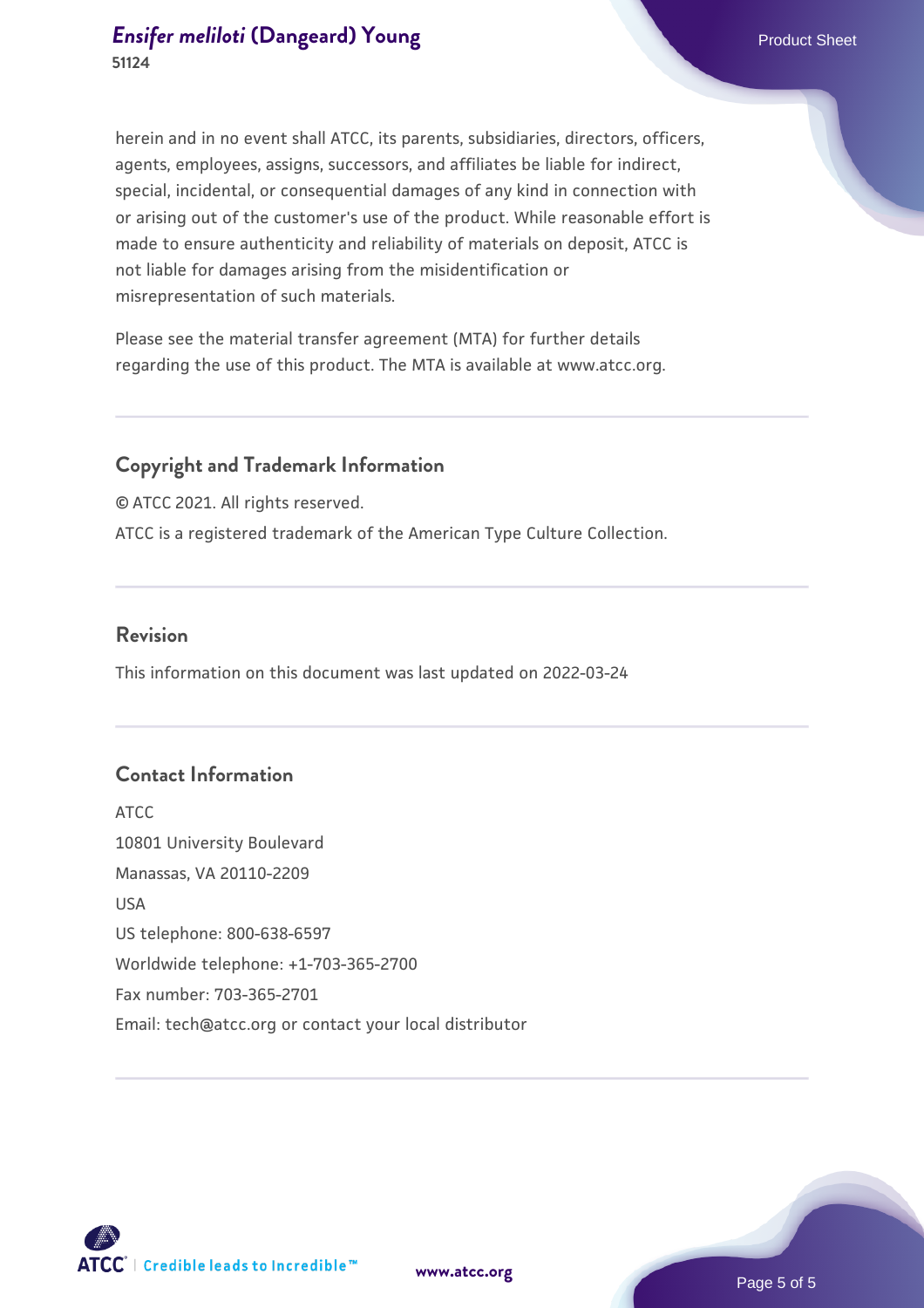herein and in no event shall ATCC, its parents, subsidiaries, directors, officers, agents, employees, assigns, successors, and affiliates be liable for indirect, special, incidental, or consequential damages of any kind in connection with or arising out of the customer's use of the product. While reasonable effort is made to ensure authenticity and reliability of materials on deposit, ATCC is not liable for damages arising from the misidentification or misrepresentation of such materials.

Please see the material transfer agreement (MTA) for further details regarding the use of this product. The MTA is available at www.atcc.org.

## Copyright and Trademark Information

© ATCC 2021. All rights reserved.

ATCC is a registered trademark of the American Type Culture Collection.

## Revision

This information on this document was last updated on 2022-03-24

## Contact Information

ATCC
10801 University Boulevard
Manassas, VA 20110-2209
USA
US telephone: 800-638-6597
Worldwide telephone: +1-703-365-2700
Fax number: 703-365-2701
Email: tech@atcc.org or contact your local distributor